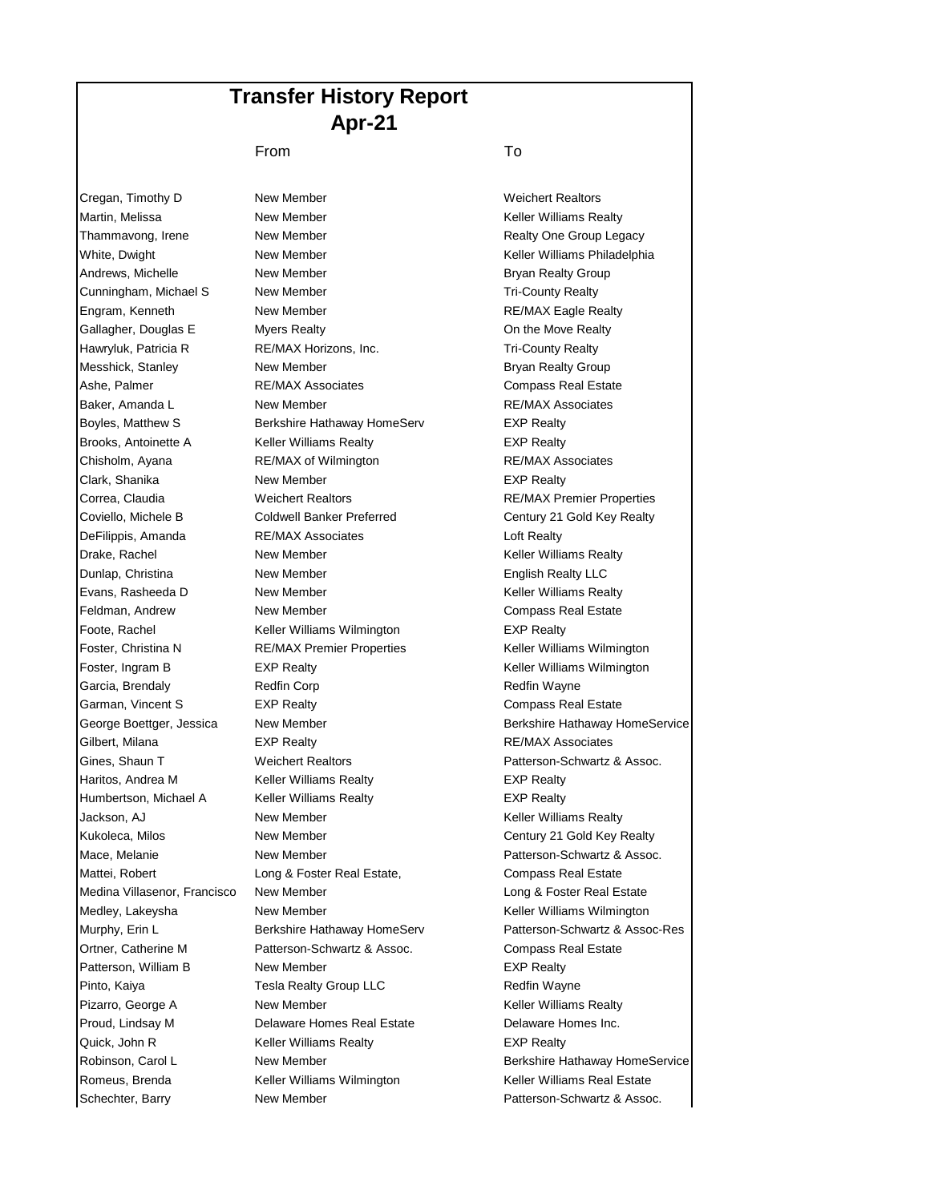# Transfer History Report
## Apr-21

| Name | From | To |
|---|---|---|
| Cregan, Timothy D | New Member | Weichert Realtors |
| Martin, Melissa | New Member | Keller Williams Realty |
| Thammavong, Irene | New Member | Realty One Group Legacy |
| White, Dwight | New Member | Keller Williams Philadelphia |
| Andrews, Michelle | New Member | Bryan Realty Group |
| Cunningham, Michael S | New Member | Tri-County Realty |
| Engram, Kenneth | New Member | RE/MAX Eagle Realty |
| Gallagher, Douglas E | Myers Realty | On the Move Realty |
| Hawryluk, Patricia R | RE/MAX Horizons, Inc. | Tri-County Realty |
| Messhick, Stanley | New Member | Bryan Realty Group |
| Ashe, Palmer | RE/MAX Associates | Compass Real Estate |
| Baker, Amanda L | New Member | RE/MAX Associates |
| Boyles, Matthew S | Berkshire Hathaway HomeServ | EXP Realty |
| Brooks, Antoinette A | Keller Williams Realty | EXP Realty |
| Chisholm, Ayana | RE/MAX of Wilmington | RE/MAX Associates |
| Clark, Shanika | New Member | EXP Realty |
| Correa, Claudia | Weichert Realtors | RE/MAX Premier Properties |
| Coviello, Michele B | Coldwell Banker Preferred | Century 21 Gold Key Realty |
| DeFilippis, Amanda | RE/MAX Associates | Loft Realty |
| Drake, Rachel | New Member | Keller Williams Realty |
| Dunlap, Christina | New Member | English Realty LLC |
| Evans, Rasheeda D | New Member | Keller Williams Realty |
| Feldman, Andrew | New Member | Compass Real Estate |
| Foote, Rachel | Keller Williams Wilmington | EXP Realty |
| Foster, Christina N | RE/MAX Premier Properties | Keller Williams Wilmington |
| Foster, Ingram B | EXP Realty | Keller Williams Wilmington |
| Garcia, Brendaly | Redfin Corp | Redfin Wayne |
| Garman, Vincent S | EXP Realty | Compass Real Estate |
| George Boettger, Jessica | New Member | Berkshire Hathaway HomeService |
| Gilbert, Milana | EXP Realty | RE/MAX Associates |
| Gines, Shaun T | Weichert Realtors | Patterson-Schwartz & Assoc. |
| Haritos, Andrea M | Keller Williams Realty | EXP Realty |
| Humbertson, Michael A | Keller Williams Realty | EXP Realty |
| Jackson, AJ | New Member | Keller Williams Realty |
| Kukoleca, Milos | New Member | Century 21 Gold Key Realty |
| Mace, Melanie | New Member | Patterson-Schwartz & Assoc. |
| Mattei, Robert | Long & Foster Real Estate, | Compass Real Estate |
| Medina Villasenor, Francisco | New Member | Long & Foster Real Estate |
| Medley, Lakeysha | New Member | Keller Williams Wilmington |
| Murphy, Erin L | Berkshire Hathaway HomeServ | Patterson-Schwartz & Assoc-Res |
| Ortner, Catherine M | Patterson-Schwartz & Assoc. | Compass Real Estate |
| Patterson, William B | New Member | EXP Realty |
| Pinto, Kaiya | Tesla Realty Group LLC | Redfin Wayne |
| Pizarro, George A | New Member | Keller Williams Realty |
| Proud, Lindsay M | Delaware Homes Real Estate | Delaware Homes Inc. |
| Quick, John R | Keller Williams Realty | EXP Realty |
| Robinson, Carol L | New Member | Berkshire Hathaway HomeService |
| Romeus, Brenda | Keller Williams Wilmington | Keller Williams Real Estate |
| Schechter, Barry | New Member | Patterson-Schwartz & Assoc. |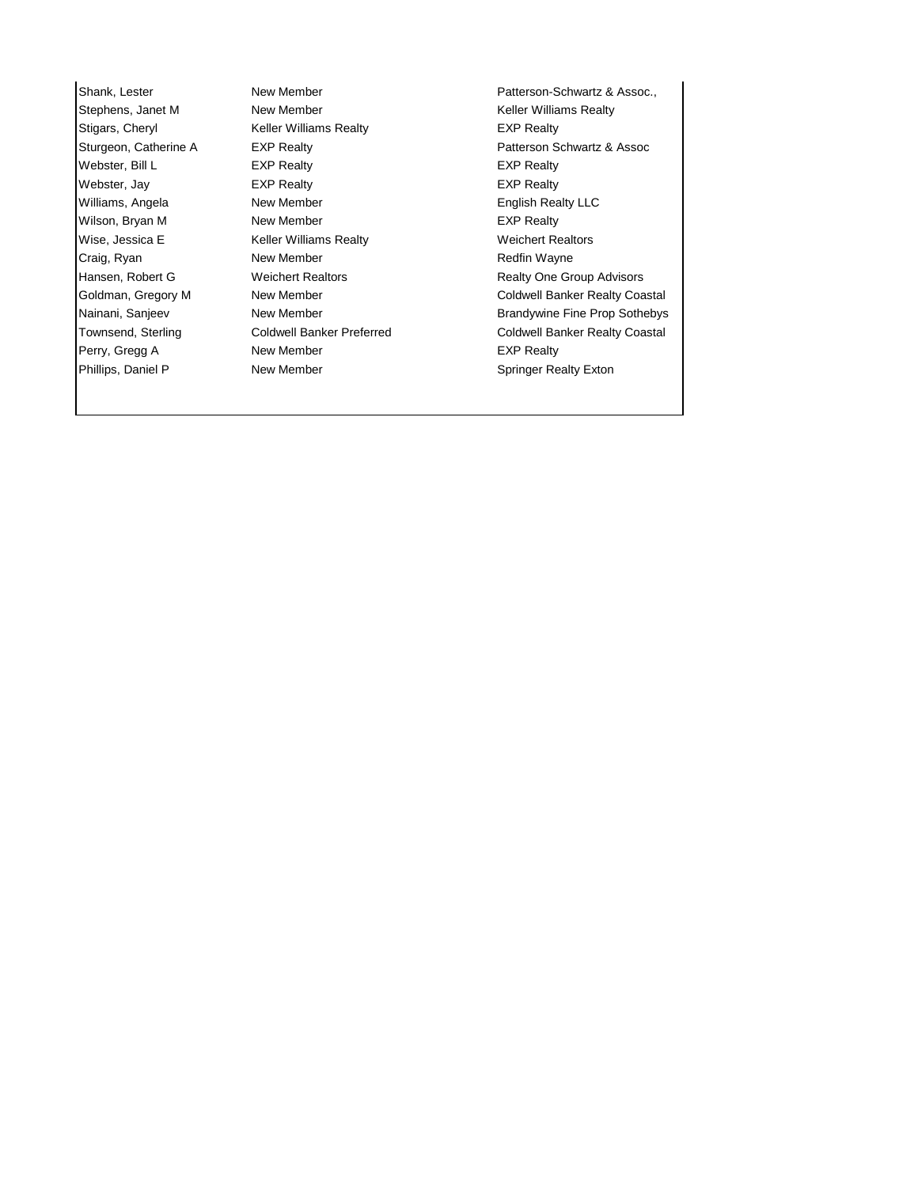| | | |
|---|---|---|
| Shank, Lester | New Member | Patterson-Schwartz & Assoc., |
| Stephens, Janet M | New Member | Keller Williams Realty |
| Stigars, Cheryl | Keller Williams Realty | EXP Realty |
| Sturgeon, Catherine A | EXP Realty | Patterson Schwartz & Assoc |
| Webster, Bill L | EXP Realty | EXP Realty |
| Webster, Jay | EXP Realty | EXP Realty |
| Williams, Angela | New Member | English Realty LLC |
| Wilson, Bryan M | New Member | EXP Realty |
| Wise, Jessica E | Keller Williams Realty | Weichert Realtors |
| Craig, Ryan | New Member | Redfin Wayne |
| Hansen, Robert G | Weichert Realtors | Realty One Group Advisors |
| Goldman, Gregory M | New Member | Coldwell Banker Realty Coastal |
| Nainani, Sanjeev | New Member | Brandywine Fine Prop Sothebys |
| Townsend, Sterling | Coldwell Banker Preferred | Coldwell Banker Realty Coastal |
| Perry, Gregg A | New Member | EXP Realty |
| Phillips, Daniel P | New Member | Springer Realty Exton |